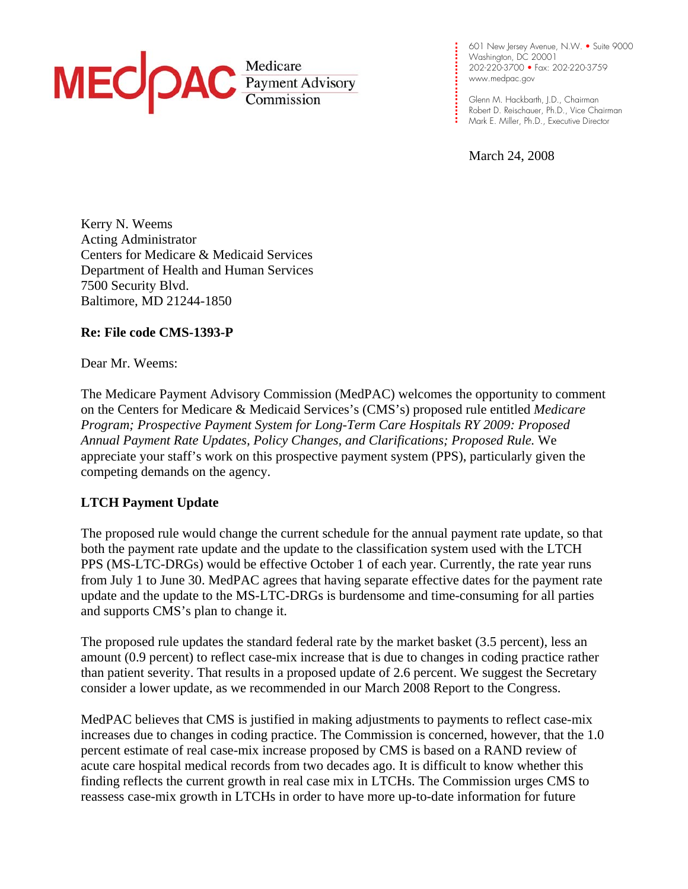**MEDPAC** Medicare Payment Advisory Commission

601 New Jersey Avenue, N.W. • Suite 9000
Washington, DC 20001
202-220-3700 • Fax: 202-220-3759
www.medpac.gov

Glenn M. Hackbarth, J.D., Chairman
Robert D. Reischauer, Ph.D., Vice Chairman
Mark E. Miller, Ph.D., Executive Director

March 24, 2008

Kerry N. Weems
Acting Administrator
Centers for Medicare & Medicaid Services
Department of Health and Human Services
7500 Security Blvd.
Baltimore, MD 21244-1850

**Re: File code CMS-1393-P**

Dear Mr. Weems:

The Medicare Payment Advisory Commission (MedPAC) welcomes the opportunity to comment on the Centers for Medicare & Medicaid Services's (CMS's) proposed rule entitled *Medicare Program; Prospective Payment System for Long-Term Care Hospitals RY 2009: Proposed Annual Payment Rate Updates, Policy Changes, and Clarifications; Proposed Rule.* We appreciate your staff's work on this prospective payment system (PPS), particularly given the competing demands on the agency.

**LTCH Payment Update**

The proposed rule would change the current schedule for the annual payment rate update, so that both the payment rate update and the update to the classification system used with the LTCH PPS (MS-LTC-DRGs) would be effective October 1 of each year. Currently, the rate year runs from July 1 to June 30. MedPAC agrees that having separate effective dates for the payment rate update and the update to the MS-LTC-DRGs is burdensome and time-consuming for all parties and supports CMS's plan to change it.

The proposed rule updates the standard federal rate by the market basket (3.5 percent), less an amount (0.9 percent) to reflect case-mix increase that is due to changes in coding practice rather than patient severity. That results in a proposed update of 2.6 percent. We suggest the Secretary consider a lower update, as we recommended in our March 2008 Report to the Congress.

MedPAC believes that CMS is justified in making adjustments to payments to reflect case-mix increases due to changes in coding practice. The Commission is concerned, however, that the 1.0 percent estimate of real case-mix increase proposed by CMS is based on a RAND review of acute care hospital medical records from two decades ago. It is difficult to know whether this finding reflects the current growth in real case mix in LTCHs. The Commission urges CMS to reassess case-mix growth in LTCHs in order to have more up-to-date information for future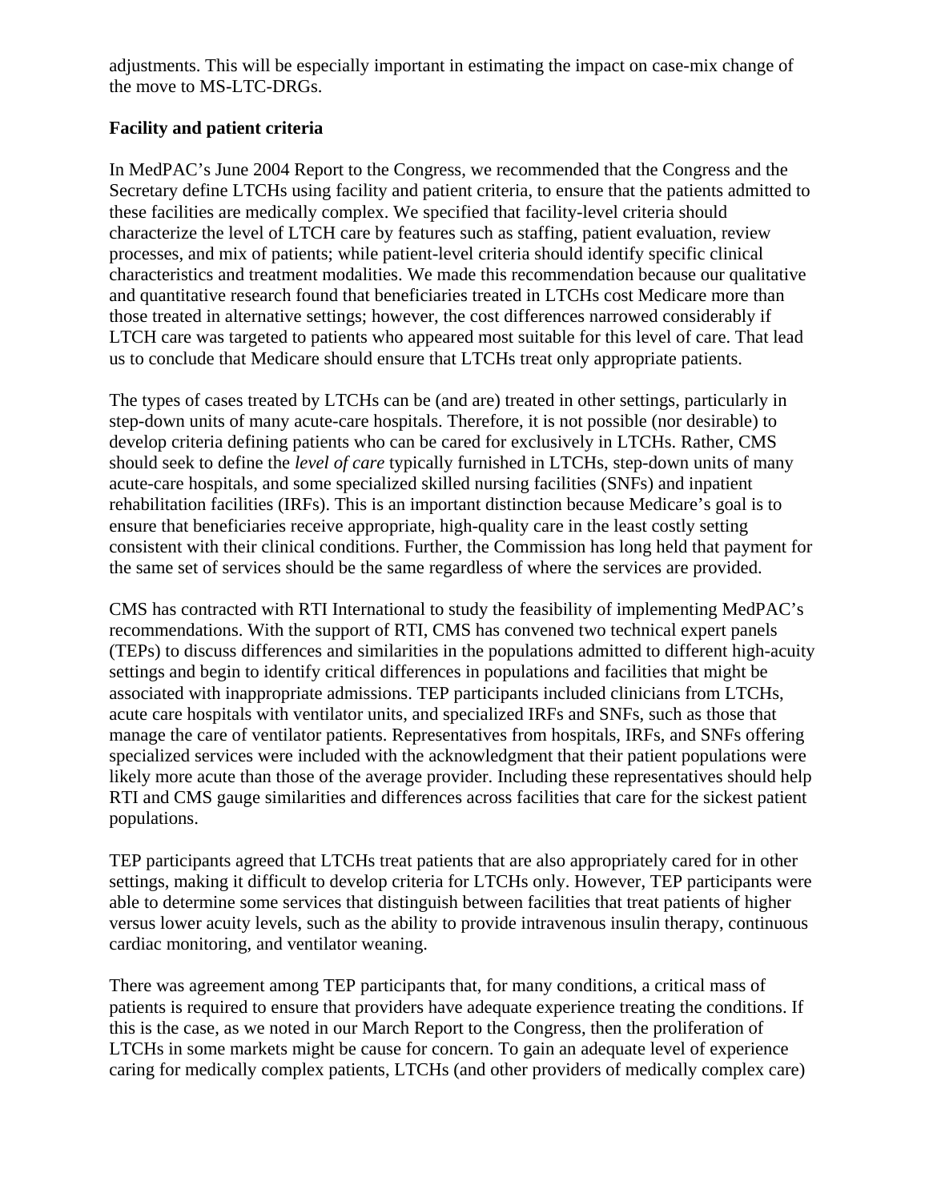adjustments. This will be especially important in estimating the impact on case-mix change of the move to MS-LTC-DRGs.

**Facility and patient criteria**

In MedPAC's June 2004 Report to the Congress, we recommended that the Congress and the Secretary define LTCHs using facility and patient criteria, to ensure that the patients admitted to these facilities are medically complex. We specified that facility-level criteria should characterize the level of LTCH care by features such as staffing, patient evaluation, review processes, and mix of patients; while patient-level criteria should identify specific clinical characteristics and treatment modalities. We made this recommendation because our qualitative and quantitative research found that beneficiaries treated in LTCHs cost Medicare more than those treated in alternative settings; however, the cost differences narrowed considerably if LTCH care was targeted to patients who appeared most suitable for this level of care. That lead us to conclude that Medicare should ensure that LTCHs treat only appropriate patients.

The types of cases treated by LTCHs can be (and are) treated in other settings, particularly in step-down units of many acute-care hospitals. Therefore, it is not possible (nor desirable) to develop criteria defining patients who can be cared for exclusively in LTCHs. Rather, CMS should seek to define the *level of care* typically furnished in LTCHs, step-down units of many acute-care hospitals, and some specialized skilled nursing facilities (SNFs) and inpatient rehabilitation facilities (IRFs). This is an important distinction because Medicare's goal is to ensure that beneficiaries receive appropriate, high-quality care in the least costly setting consistent with their clinical conditions. Further, the Commission has long held that payment for the same set of services should be the same regardless of where the services are provided.

CMS has contracted with RTI International to study the feasibility of implementing MedPAC's recommendations. With the support of RTI, CMS has convened two technical expert panels (TEPs) to discuss differences and similarities in the populations admitted to different high-acuity settings and begin to identify critical differences in populations and facilities that might be associated with inappropriate admissions. TEP participants included clinicians from LTCHs, acute care hospitals with ventilator units, and specialized IRFs and SNFs, such as those that manage the care of ventilator patients. Representatives from hospitals, IRFs, and SNFs offering specialized services were included with the acknowledgment that their patient populations were likely more acute than those of the average provider. Including these representatives should help RTI and CMS gauge similarities and differences across facilities that care for the sickest patient populations.

TEP participants agreed that LTCHs treat patients that are also appropriately cared for in other settings, making it difficult to develop criteria for LTCHs only. However, TEP participants were able to determine some services that distinguish between facilities that treat patients of higher versus lower acuity levels, such as the ability to provide intravenous insulin therapy, continuous cardiac monitoring, and ventilator weaning.

There was agreement among TEP participants that, for many conditions, a critical mass of patients is required to ensure that providers have adequate experience treating the conditions. If this is the case, as we noted in our March Report to the Congress, then the proliferation of LTCHs in some markets might be cause for concern. To gain an adequate level of experience caring for medically complex patients, LTCHs (and other providers of medically complex care)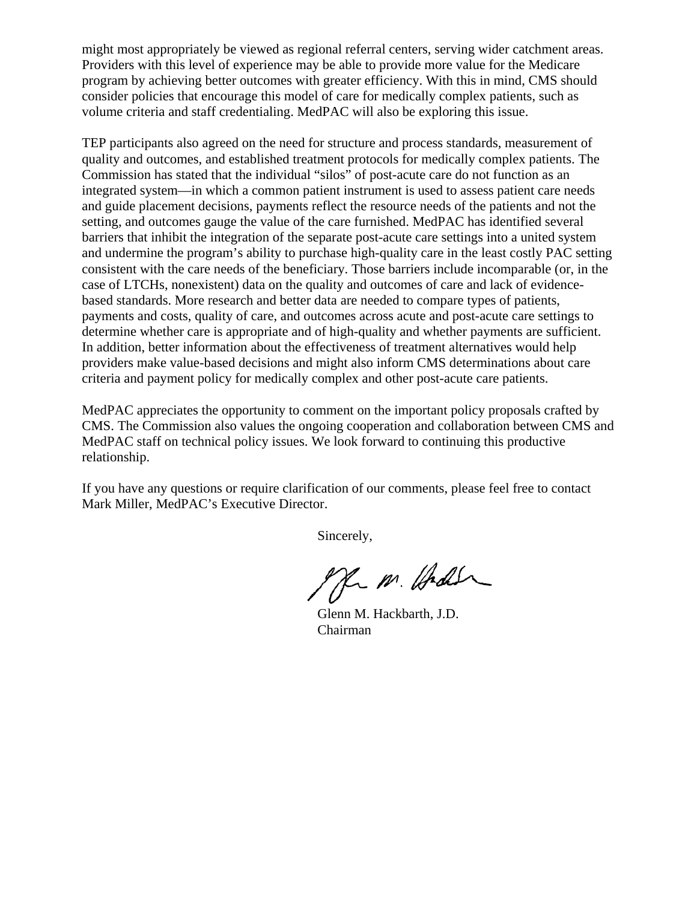might most appropriately be viewed as regional referral centers, serving wider catchment areas. Providers with this level of experience may be able to provide more value for the Medicare program by achieving better outcomes with greater efficiency. With this in mind, CMS should consider policies that encourage this model of care for medically complex patients, such as volume criteria and staff credentialing. MedPAC will also be exploring this issue.

TEP participants also agreed on the need for structure and process standards, measurement of quality and outcomes, and established treatment protocols for medically complex patients. The Commission has stated that the individual "silos" of post-acute care do not function as an integrated system—in which a common patient instrument is used to assess patient care needs and guide placement decisions, payments reflect the resource needs of the patients and not the setting, and outcomes gauge the value of the care furnished. MedPAC has identified several barriers that inhibit the integration of the separate post-acute care settings into a united system and undermine the program's ability to purchase high-quality care in the least costly PAC setting consistent with the care needs of the beneficiary. Those barriers include incomparable (or, in the case of LTCHs, nonexistent) data on the quality and outcomes of care and lack of evidence-based standards. More research and better data are needed to compare types of patients, payments and costs, quality of care, and outcomes across acute and post-acute care settings to determine whether care is appropriate and of high-quality and whether payments are sufficient. In addition, better information about the effectiveness of treatment alternatives would help providers make value-based decisions and might also inform CMS determinations about care criteria and payment policy for medically complex and other post-acute care patients.

MedPAC appreciates the opportunity to comment on the important policy proposals crafted by CMS. The Commission also values the ongoing cooperation and collaboration between CMS and MedPAC staff on technical policy issues. We look forward to continuing this productive relationship.

If you have any questions or require clarification of our comments, please feel free to contact Mark Miller, MedPAC's Executive Director.

Sincerely,

Glenn M. Hackbarth, J.D.
Chairman